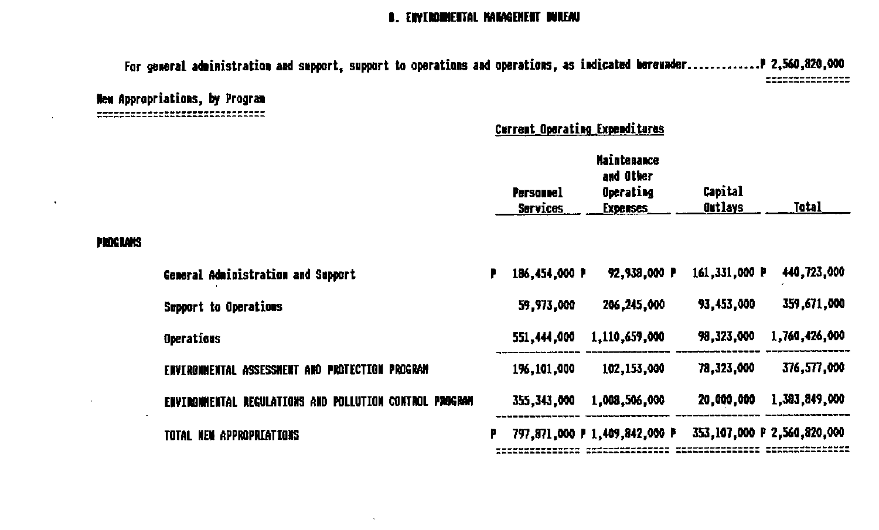## B. ENVIRONMENTAL MANAGEMENT BUREAU

For general administration and support, support to operations and operations, as indicated hereunder.............P 2,560,820,000

### New Appropriations, by Program

| | Current Operating Expenditures | | | |
|---|---|---|---|---|
| | Personnel Services | Maintenance and Other Operating Expenses | Capital Outlays | Total |
| **PROGRAMS** | | | | |
| General Administration and Support | P 186,454,000 | P 92,938,000 | P 161,331,000 | P 440,723,000 |
| Support to Operations | 59,973,000 | 206,245,000 | 93,453,000 | 359,671,000 |
| Operations | 551,444,000 | 1,110,659,000 | 98,323,000 | 1,760,426,000 |
| ENVIRONMENTAL ASSESSMENT AND PROTECTION PROGRAM | 196,101,000 | 102,153,000 | 78,323,000 | 376,577,000 |
| ENVIRONMENTAL REGULATIONS AND POLLUTION CONTROL PROGRAM | 355,343,000 | 1,008,506,000 | 20,000,000 | 1,383,849,000 |
| TOTAL NEW APPROPRIATIONS | P 797,871,000 | P 1,409,842,000 | P 353,107,000 | P 2,560,820,000 |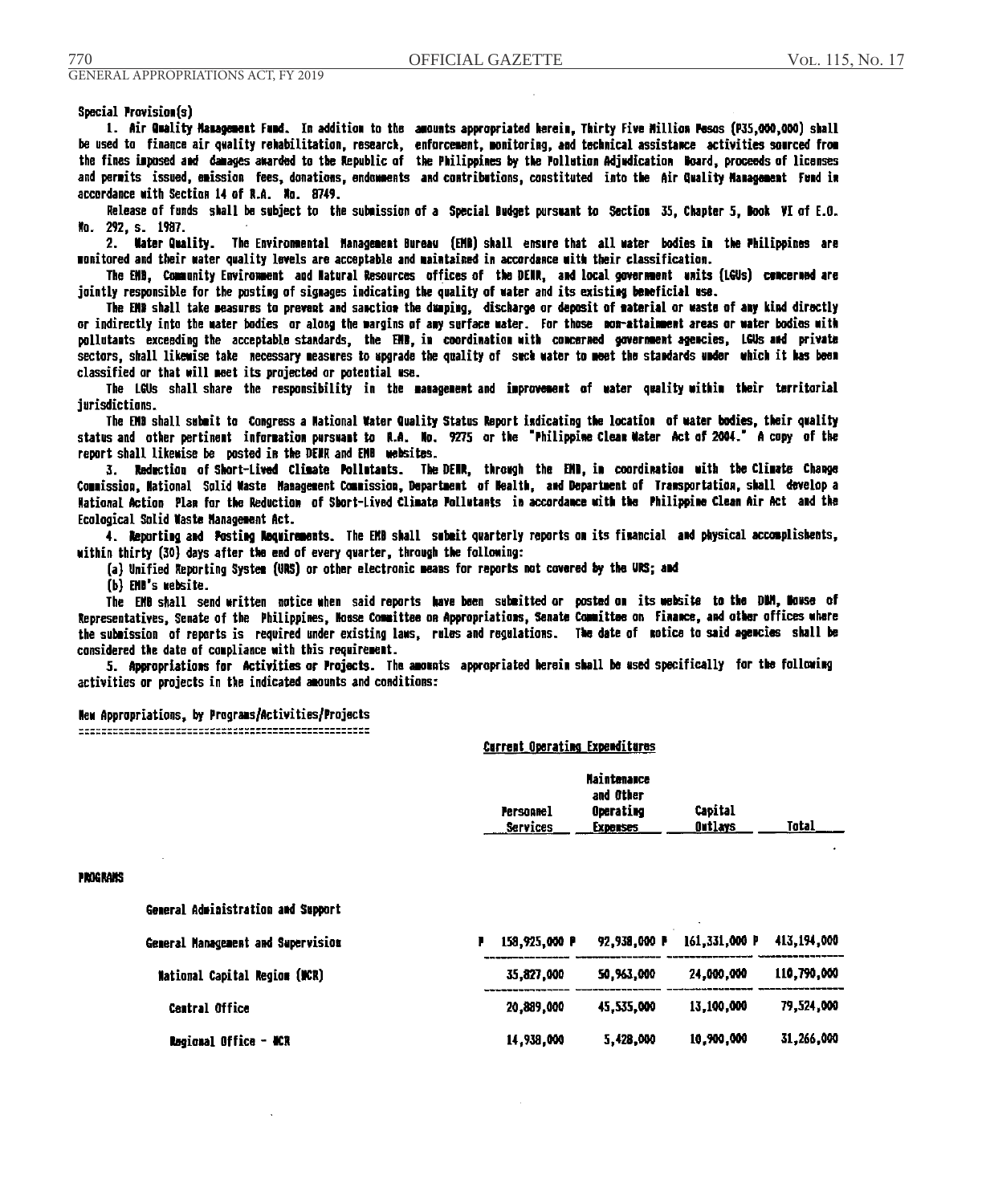Special Provision(s)

1. **Air Quality Management Fund.** In addition to the amounts appropriated herein, Thirty Five Million Pesos (P35,000,000) shall be used to finance air quality rehabilitation, research, enforcement, monitoring, and technical assistance activities sourced from the fines imposed and damages awarded to the Republic of the Philippines by the Pollution Adjudication Board, proceeds of licenses and permits issued, emission fees, donations, endowments and contributions, constituted into the Air Quality Management Fund in accordance with Section 14 of R.A. No. 8749.

Release of funds shall be subject to the submission of a Special Budget pursuant to Section 35, Chapter 5, Book VI of E.O. No. 292, s. 1987.

2. **Water Quality.** The Environmental Management Bureau (EMB) shall ensure that all water bodies in the Philippines are monitored and their water quality levels are acceptable and maintained in accordance with their classification.

The EMB, Community Environment and Natural Resources offices of the DENR, and local government units (LGUs) concerned are jointly responsible for the posting of signages indicating the quality of water and its existing beneficial use.

The EMB shall take measures to prevent and sanction the dumping, discharge or deposit of material or waste of any kind directly or indirectly into the water bodies or along the margins of any surface water. For those non-attainment areas or water bodies with pollutants exceeding the acceptable standards, the EMB, in coordination with concerned government agencies, LGUs and private sectors, shall likewise take necessary measures to upgrade the quality of such water to meet the standards under which it has been classified or that will meet its projected or potential use.

The LGUs shall share the responsibility in the management and improvement of water quality within their territorial jurisdictions.

The EMB shall submit to Congress a National Water Quality Status Report indicating the location of water bodies, their quality status and other pertinent information pursuant to R.A. No. 9275 or the "Philippine Clean Water Act of 2004." A copy of the report shall likewise be posted in the DENR and EMB websites.

3. **Reduction of Short-Lived Climate Pollutants.** The DENR, through the EMB, in coordination with the Climate Change Commission, National Solid Waste Management Commission, Department of Health, and Department of Transportation, shall develop a National Action Plan for the Reduction of Short-Lived Climate Pollutants in accordance with the Philippine Clean Air Act and the Ecological Solid Waste Management Act.

4. **Reporting and Posting Requirements.** The EMB shall submit quarterly reports on its financial and physical accomplishments, within thirty (30) days after the end of every quarter, through the following:

(a) Unified Reporting System (URS) or other electronic means for reports not covered by the URS; and

(b) EMB's website.

The EMB shall send written notice when said reports have been submitted or posted on its website to the DBM, House of Representatives, Senate of the Philippines, House Committee on Appropriations, Senate Committee on Finance, and other offices where the submission of reports is required under existing laws, rules and regulations. The date of notice to said agencies shall be considered the date of compliance with this requirement.

5. **Appropriations for Activities or Projects.** The amounts appropriated herein shall be used specifically for the following activities or projects in the indicated amounts and conditions:

New Appropriations, by Programs/Activities/Projects

| | Current Operating Expenditures | | | |
|---|---|---|---|---|
| | Personnel Services | Maintenance and Other Operating Expenses | Capital Outlays | Total |
| **PROGRAMS** | | | | |
| General Administration and Support | | | | |
| General Management and Supervision | P 158,925,000 | P 92,938,000 | P 161,331,000 | P 413,194,000 |
| National Capital Region (NCR) | 35,827,000 | 50,963,000 | 24,000,000 | 110,790,000 |
| Central Office | 20,889,000 | 45,535,000 | 13,100,000 | 79,524,000 |
| Regional Office - NCR | 14,938,000 | 5,428,000 | 10,900,000 | 31,266,000 |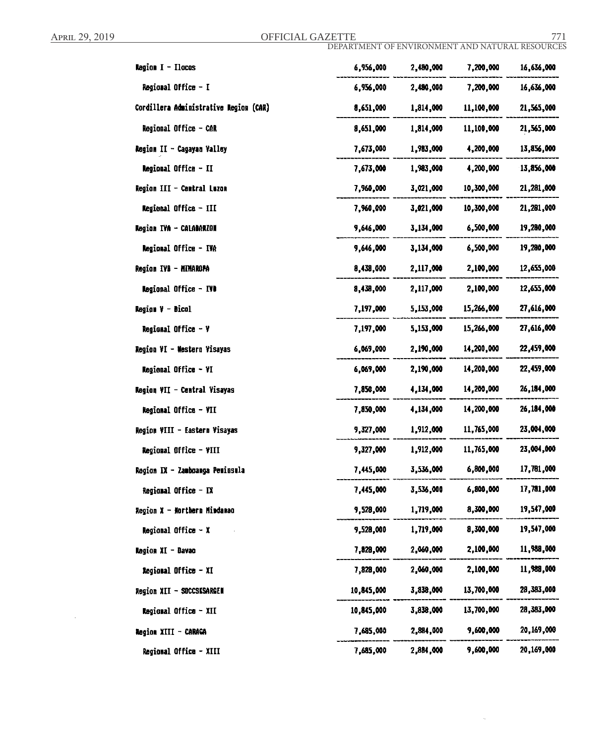| | | | | |
|---|---|---|---|---|
| Region I - Ilocos | 6,956,000 | 2,480,000 | 7,200,000 | 16,636,000 |
| Regional Office - I | 6,956,000 | 2,480,000 | 7,200,000 | 16,636,000 |
| Cordillera Administrative Region (CAR) | 8,651,000 | 1,814,000 | 11,100,000 | 21,565,000 |
| Regional Office - CAR | 8,651,000 | 1,814,000 | 11,100,000 | 21,565,000 |
| Region II - Cagayan Valley | 7,673,000 | 1,983,000 | 4,200,000 | 13,856,000 |
| Regional Office - II | 7,673,000 | 1,983,000 | 4,200,000 | 13,856,000 |
| Region III - Central Luzon | 7,960,000 | 3,021,000 | 10,300,000 | 21,281,000 |
| Regional Office - III | 7,960,000 | 3,021,000 | 10,300,000 | 21,281,000 |
| Region IVA - CALABARZON | 9,646,000 | 3,134,000 | 6,500,000 | 19,280,000 |
| Regional Office - IVA | 9,646,000 | 3,134,000 | 6,500,000 | 19,280,000 |
| Region IVB - MIMAROPA | 8,438,000 | 2,117,000 | 2,100,000 | 12,655,000 |
| Regional Office - IVB | 8,438,000 | 2,117,000 | 2,100,000 | 12,655,000 |
| Region V - Bicol | 7,197,000 | 5,153,000 | 15,266,000 | 27,616,000 |
| Regional Office - V | 7,197,000 | 5,153,000 | 15,266,000 | 27,616,000 |
| Region VI - Western Visayas | 6,069,000 | 2,190,000 | 14,200,000 | 22,459,000 |
| Regional Office - VI | 6,069,000 | 2,190,000 | 14,200,000 | 22,459,000 |
| Region VII - Central Visayas | 7,850,000 | 4,134,000 | 14,200,000 | 26,184,000 |
| Regional Office - VII | 7,850,000 | 4,134,000 | 14,200,000 | 26,184,000 |
| Region VIII - Eastern Visayas | 9,327,000 | 1,912,000 | 11,765,000 | 23,004,000 |
| Regional Office - VIII | 9,327,000 | 1,912,000 | 11,765,000 | 23,004,000 |
| Region IX - Zamboanga Peninsula | 7,445,000 | 3,536,000 | 6,800,000 | 17,781,000 |
| Regional Office - IX | 7,445,000 | 3,536,000 | 6,800,000 | 17,781,000 |
| Region X - Northern Mindanao | 9,528,000 | 1,719,000 | 8,300,000 | 19,547,000 |
| Regional Office - X | 9,528,000 | 1,719,000 | 8,300,000 | 19,547,000 |
| Region XI - Davao | 7,828,000 | 2,060,000 | 2,100,000 | 11,988,000 |
| Regional Office - XI | 7,828,000 | 2,060,000 | 2,100,000 | 11,988,000 |
| Region XII - SOCCSKSARGEN | 10,845,000 | 3,838,000 | 13,700,000 | 28,383,000 |
| Regional Office - XII | 10,845,000 | 3,838,000 | 13,700,000 | 28,383,000 |
| Region XIII - CARAGA | 7,685,000 | 2,884,000 | 9,600,000 | 20,169,000 |
| Regional Office - XIII | 7,685,000 | 2,884,000 | 9,600,000 | 20,169,000 |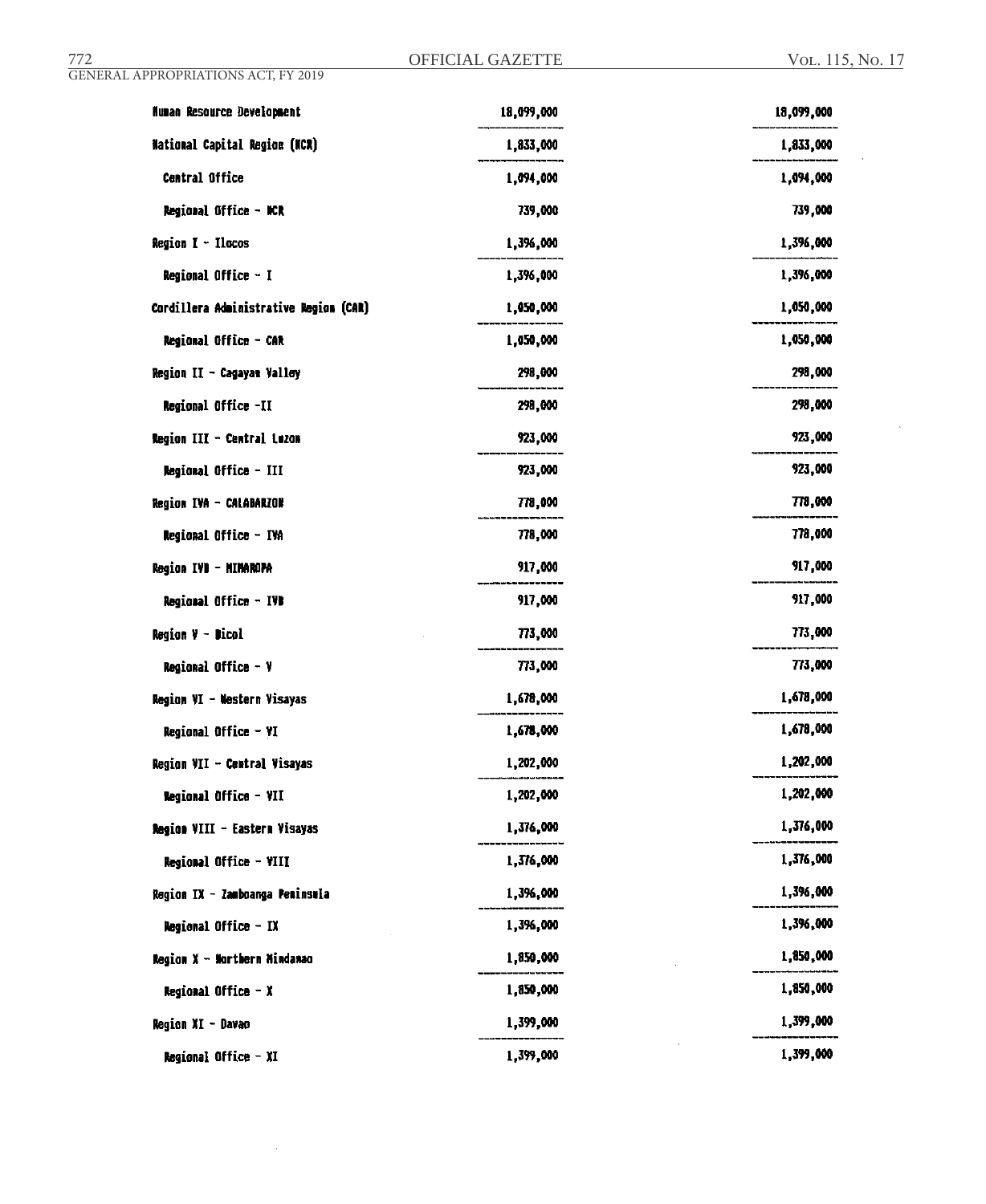| | | |
|---|---|---|
| Human Resource Development | 18,099,000 | 18,099,000 |
| National Capital Region (NCR) | 1,833,000 | 1,833,000 |
| Central Office | 1,094,000 | 1,094,000 |
| Regional Office - NCR | 739,000 | 739,000 |
| Region I - Ilocos | 1,396,000 | 1,396,000 |
| Regional Office - I | 1,396,000 | 1,396,000 |
| Cordillera Administrative Region (CAR) | 1,050,000 | 1,050,000 |
| Regional Office - CAR | 1,050,000 | 1,050,000 |
| Region II - Cagayan Valley | 298,000 | 298,000 |
| Regional Office -II | 298,000 | 298,000 |
| Region III - Central Luzon | 923,000 | 923,000 |
| Regional Office - III | 923,000 | 923,000 |
| Region IVA - CALABARZON | 778,000 | 778,000 |
| Regional Office - IVA | 778,000 | 778,000 |
| Region IVB - MIMAROPA | 917,000 | 917,000 |
| Regional Office - IVB | 917,000 | 917,000 |
| Region V - Bicol | 773,000 | 773,000 |
| Regional Office - V | 773,000 | 773,000 |
| Region VI - Western Visayas | 1,678,000 | 1,678,000 |
| Regional Office - VI | 1,678,000 | 1,678,000 |
| Region VII - Central Visayas | 1,202,000 | 1,202,000 |
| Regional Office - VII | 1,202,000 | 1,202,000 |
| Region VIII - Eastern Visayas | 1,376,000 | 1,376,000 |
| Regional Office - VIII | 1,376,000 | 1,376,000 |
| Region IX - Zamboanga Peninsula | 1,396,000 | 1,396,000 |
| Regional Office - IX | 1,396,000 | 1,396,000 |
| Region X - Northern Mindanao | 1,850,000 | 1,850,000 |
| Regional Office - X | 1,850,000 | 1,850,000 |
| Region XI - Davao | 1,399,000 | 1,399,000 |
| Regional Office - XI | 1,399,000 | 1,399,000 |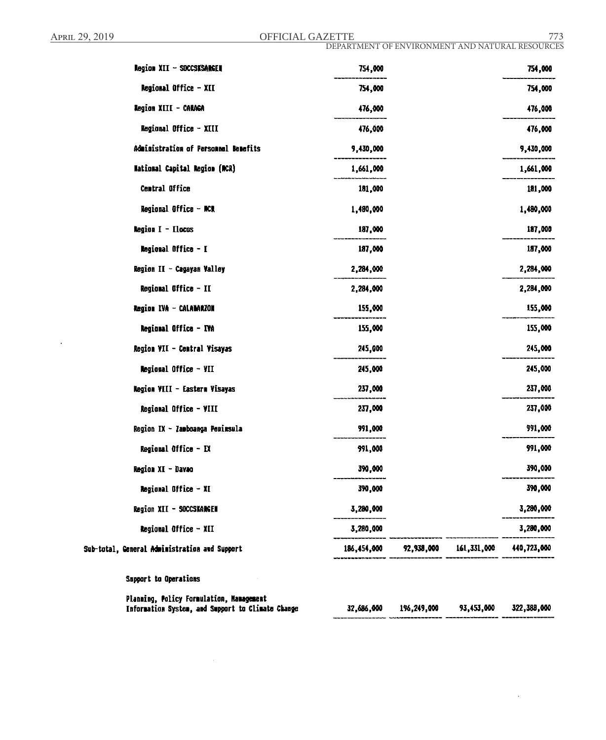| | | | | |
|---|---|---|---|---|
| Region XII - SOCCSKSARGEN | 754,000 | | | 754,000 |
| Regional Office - XII | 754,000 | | | 754,000 |
| Region XIII - CARAGA | 476,000 | | | 476,000 |
| Regional Office - XIII | 476,000 | | | 476,000 |
| Administration of Personnel Benefits | 9,430,000 | | | 9,430,000 |
| National Capital Region (NCR) | 1,661,000 | | | 1,661,000 |
| Central Office | 181,000 | | | 181,000 |
| Regional Office - NCR | 1,480,000 | | | 1,480,000 |
| Region I - Ilocos | 187,000 | | | 187,000 |
| Regional Office - I | 187,000 | | | 187,000 |
| Region II - Cagayan Valley | 2,284,000 | | | 2,284,000 |
| Regional Office - II | 2,284,000 | | | 2,284,000 |
| Region IVA - CALABARZON | 155,000 | | | 155,000 |
| Regional Office - IVA | 155,000 | | | 155,000 |
| Region VII - Central Visayas | 245,000 | | | 245,000 |
| Regional Office - VII | 245,000 | | | 245,000 |
| Region VIII - Eastern Visayas | 237,000 | | | 237,000 |
| Regional Office - VIII | 237,000 | | | 237,000 |
| Region IX - Zamboanga Peninsula | 991,000 | | | 991,000 |
| Regional Office - IX | 991,000 | | | 991,000 |
| Region XI - Davao | 390,000 | | | 390,000 |
| Regional Office - XI | 390,000 | | | 390,000 |
| Region XII - SOCCSKARGEN | 3,280,000 | | | 3,280,000 |
| Regional Office - XII | 3,280,000 | | | 3,280,000 |
| Sub-total, General Administration and Support | 186,454,000 | 92,938,000 | 161,331,000 | 440,723,000 |
| Support to Operations | | | | |
| Planning, Policy Formulation, Management Information System, and Support to Climate Change | 32,686,000 | 196,249,000 | 93,453,000 | 322,388,000 |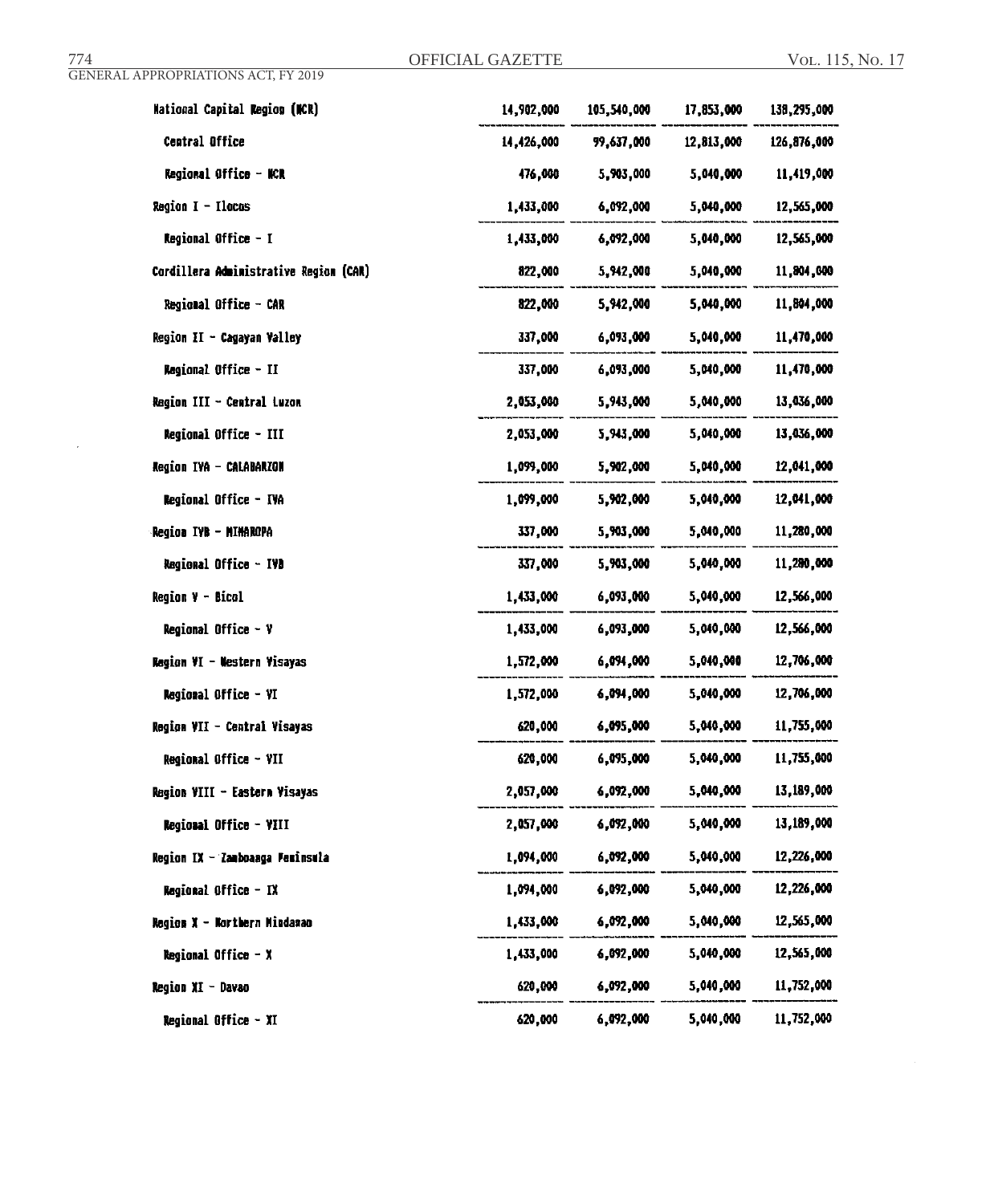| | | | | |
|---|---|---|---|---|
| National Capital Region (NCR) | 14,902,000 | 105,540,000 | 17,853,000 | 138,295,000 |
| Central Office | 14,426,000 | 99,637,000 | 12,813,000 | 126,876,000 |
| Regional Office - NCR | 476,000 | 5,903,000 | 5,040,000 | 11,419,000 |
| Region I - Ilocos | 1,433,000 | 6,092,000 | 5,040,000 | 12,565,000 |
| Regional Office - I | 1,433,000 | 6,092,000 | 5,040,000 | 12,565,000 |
| Cordillera Administrative Region (CAR) | 822,000 | 5,942,000 | 5,040,000 | 11,804,000 |
| Regional Office - CAR | 822,000 | 5,942,000 | 5,040,000 | 11,804,000 |
| Region II - Cagayan Valley | 337,000 | 6,093,000 | 5,040,000 | 11,470,000 |
| Regional Office - II | 337,000 | 6,093,000 | 5,040,000 | 11,470,000 |
| Region III - Central Luzon | 2,053,000 | 5,943,000 | 5,040,000 | 13,036,000 |
| Regional Office - III | 2,053,000 | 5,943,000 | 5,040,000 | 13,036,000 |
| Region IVA - CALABARZON | 1,099,000 | 5,902,000 | 5,040,000 | 12,041,000 |
| Regional Office - IVA | 1,099,000 | 5,902,000 | 5,040,000 | 12,041,000 |
| Region IVB - MIMAROPA | 337,000 | 5,903,000 | 5,040,000 | 11,280,000 |
| Regional Office - IVB | 337,000 | 5,903,000 | 5,040,000 | 11,280,000 |
| Region V - Bicol | 1,433,000 | 6,093,000 | 5,040,000 | 12,566,000 |
| Regional Office - V | 1,433,000 | 6,093,000 | 5,040,000 | 12,566,000 |
| Region VI - Western Visayas | 1,572,000 | 6,094,000 | 5,040,000 | 12,706,000 |
| Regional Office - VI | 1,572,000 | 6,094,000 | 5,040,000 | 12,706,000 |
| Region VII - Central Visayas | 620,000 | 6,095,000 | 5,040,000 | 11,755,000 |
| Regional Office - VII | 620,000 | 6,095,000 | 5,040,000 | 11,755,000 |
| Region VIII - Eastern Visayas | 2,057,000 | 6,092,000 | 5,040,000 | 13,189,000 |
| Regional Office - VIII | 2,057,000 | 6,092,000 | 5,040,000 | 13,189,000 |
| Region IX - Zamboanga Peninsula | 1,094,000 | 6,092,000 | 5,040,000 | 12,226,000 |
| Regional Office - IX | 1,094,000 | 6,092,000 | 5,040,000 | 12,226,000 |
| Region X - Northern Mindanao | 1,433,000 | 6,092,000 | 5,040,000 | 12,565,000 |
| Regional Office - X | 1,433,000 | 6,092,000 | 5,040,000 | 12,565,000 |
| Region XI - Davao | 620,000 | 6,092,000 | 5,040,000 | 11,752,000 |
| Regional Office - XI | 620,000 | 6,092,000 | 5,040,000 | 11,752,000 |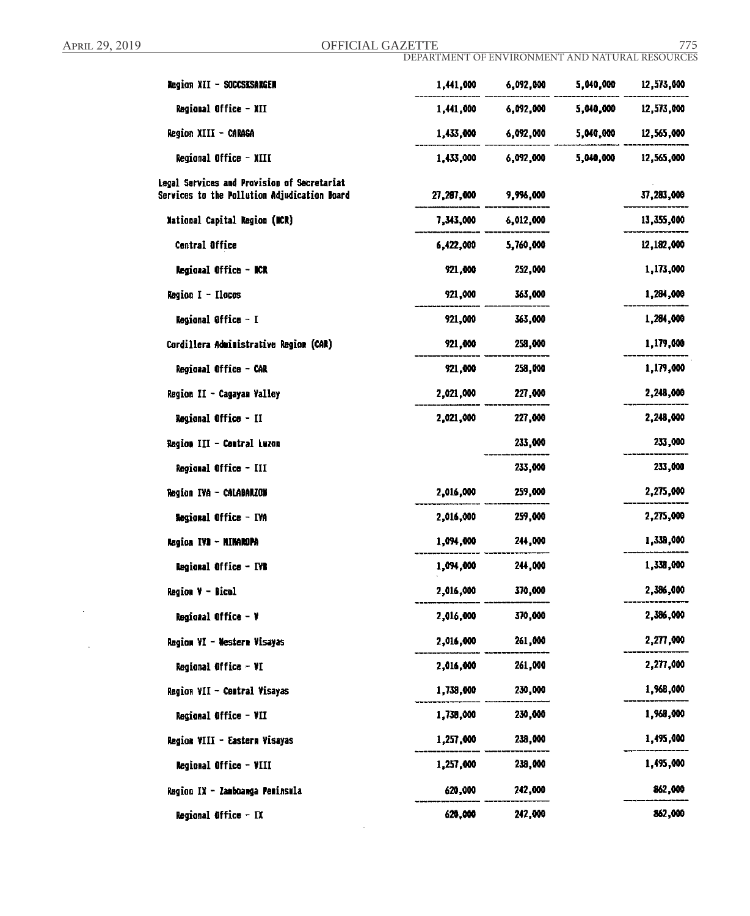| | | | | |
|---|---|---|---|---|
| Region XII - SOCCSKSARGEN | 1,441,000 | 6,092,000 | 5,040,000 | 12,573,000 |
| Regional Office - XII | 1,441,000 | 6,092,000 | 5,040,000 | 12,573,000 |
| Region XIII - CARAGA | 1,433,000 | 6,092,000 | 5,040,000 | 12,565,000 |
| Regional Office - XIII | 1,433,000 | 6,092,000 | 5,040,000 | 12,565,000 |
| Legal Services and Provision of Secretariat Services to the Pollution Adjudication Board | 27,287,000 | 9,996,000 | | 37,283,000 |
| National Capital Region (NCR) | 7,343,000 | 6,012,000 | | 13,355,000 |
| Central Office | 6,422,000 | 5,760,000 | | 12,182,000 |
| Regional Office - NCR | 921,000 | 252,000 | | 1,173,000 |
| Region I - Ilocos | 921,000 | 363,000 | | 1,284,000 |
| Regional Office - I | 921,000 | 363,000 | | 1,284,000 |
| Cordillera Administrative Region (CAR) | 921,000 | 258,000 | | 1,179,000 |
| Regional Office - CAR | 921,000 | 258,000 | | 1,179,000 |
| Region II - Cagayan Valley | 2,021,000 | 227,000 | | 2,248,000 |
| Regional Office - II | 2,021,000 | 227,000 | | 2,248,000 |
| Region III - Central Luzon | | 233,000 | | 233,000 |
| Regional Office - III | | 233,000 | | 233,000 |
| Region IVA - CALABARZON | 2,016,000 | 259,000 | | 2,275,000 |
| Regional Office - IVA | 2,016,000 | 259,000 | | 2,275,000 |
| Region IVB - MIMAROPA | 1,094,000 | 244,000 | | 1,338,000 |
| Regional Office - IVB | 1,094,000 | 244,000 | | 1,338,000 |
| Region V - Bicol | 2,016,000 | 370,000 | | 2,386,000 |
| Regional Office - V | 2,016,000 | 370,000 | | 2,386,000 |
| Region VI - Western Visayas | 2,016,000 | 261,000 | | 2,277,000 |
| Regional Office - VI | 2,016,000 | 261,000 | | 2,277,000 |
| Region VII - Central Visayas | 1,738,000 | 230,000 | | 1,968,000 |
| Regional Office - VII | 1,738,000 | 230,000 | | 1,968,000 |
| Region VIII - Eastern Visayas | 1,257,000 | 238,000 | | 1,495,000 |
| Regional Office - VIII | 1,257,000 | 238,000 | | 1,495,000 |
| Region IX - Zamboanga Peninsula | 620,000 | 242,000 | | 862,000 |
| Regional Office - IX | 620,000 | 242,000 | | 862,000 |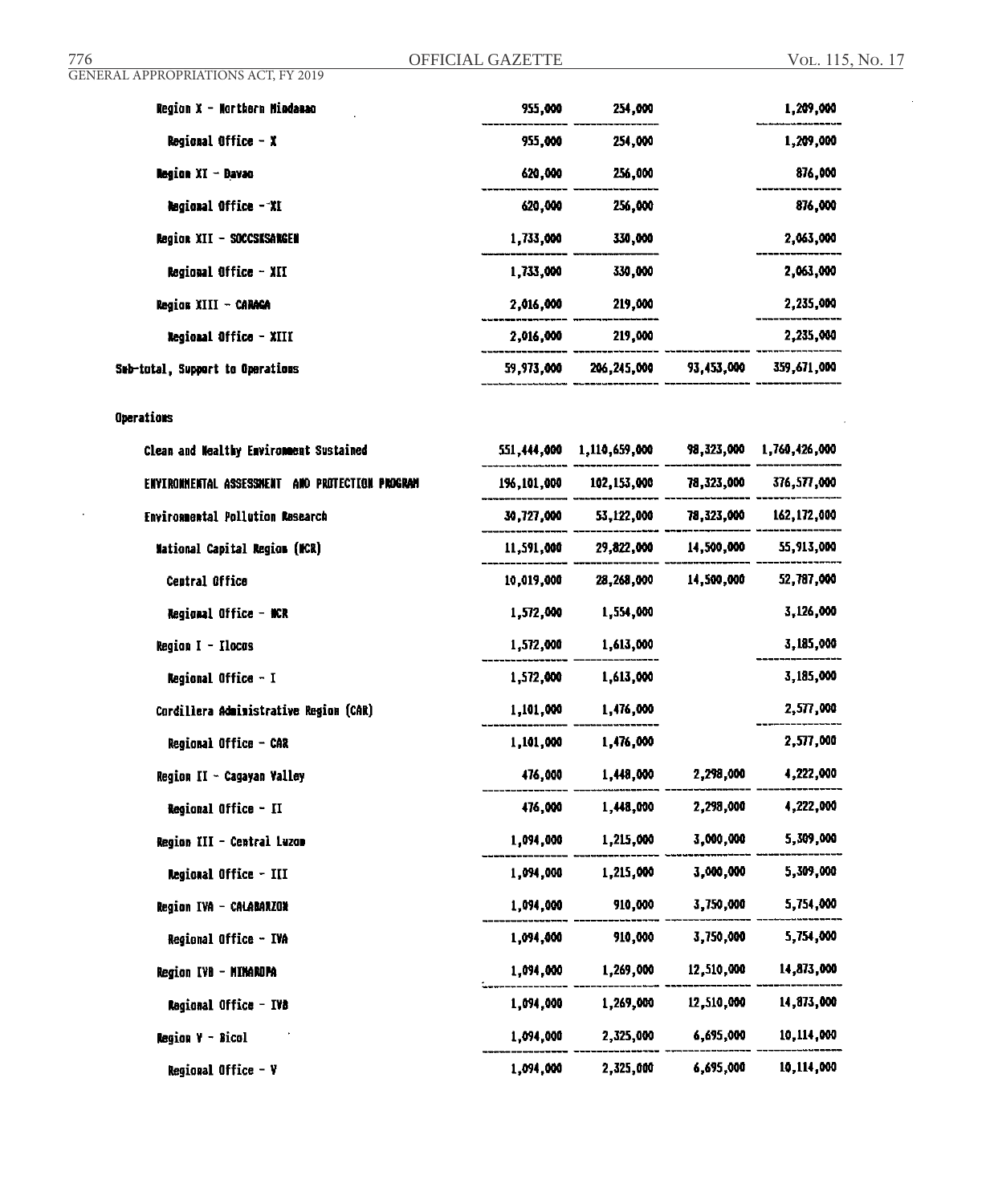| | | | | |
|---|---|---|---|---|
| Region X - Northern Mindanao | 955,000 | 254,000 | | 1,209,000 |
| Regional Office - X | 955,000 | 254,000 | | 1,209,000 |
| Region XI - Davao | 620,000 | 256,000 | | 876,000 |
| Regional Office - XI | 620,000 | 256,000 | | 876,000 |
| Region XII - SOCCSKSARGEN | 1,733,000 | 330,000 | | 2,063,000 |
| Regional Office - XII | 1,733,000 | 330,000 | | 2,063,000 |
| Region XIII - CARAGA | 2,016,000 | 219,000 | | 2,235,000 |
| Regional Office - XIII | 2,016,000 | 219,000 | | 2,235,000 |
| Sub-total, Support to Operations | 59,973,000 | 206,245,000 | 93,453,000 | 359,671,000 |
| **Operations** | | | | |
| Clean and Healthy Environment Sustained | 551,444,000 | 1,110,659,000 | 98,323,000 | 1,760,426,000 |
| ENVIRONMENTAL ASSESSMENT AND PROTECTION PROGRAM | 196,101,000 | 102,153,000 | 78,323,000 | 376,577,000 |
| Environmental Pollution Research | 30,727,000 | 53,122,000 | 78,323,000 | 162,172,000 |
| National Capital Region (NCR) | 11,591,000 | 29,822,000 | 14,500,000 | 55,913,000 |
| Central Office | 10,019,000 | 28,268,000 | 14,500,000 | 52,787,000 |
| Regional Office - NCR | 1,572,000 | 1,554,000 | | 3,126,000 |
| Region I - Ilocos | 1,572,000 | 1,613,000 | | 3,185,000 |
| Regional Office - I | 1,572,000 | 1,613,000 | | 3,185,000 |
| Cordillera Administrative Region (CAR) | 1,101,000 | 1,476,000 | | 2,577,000 |
| Regional Office - CAR | 1,101,000 | 1,476,000 | | 2,577,000 |
| Region II - Cagayan Valley | 476,000 | 1,448,000 | 2,298,000 | 4,222,000 |
| Regional Office - II | 476,000 | 1,448,000 | 2,298,000 | 4,222,000 |
| Region III - Central Luzon | 1,094,000 | 1,215,000 | 3,000,000 | 5,309,000 |
| Regional Office - III | 1,094,000 | 1,215,000 | 3,000,000 | 5,309,000 |
| Region IVA - CALABARZON | 1,094,000 | 910,000 | 3,750,000 | 5,754,000 |
| Regional Office - IVA | 1,094,000 | 910,000 | 3,750,000 | 5,754,000 |
| Region IVB - MIMAROPA | 1,094,000 | 1,269,000 | 12,510,000 | 14,873,000 |
| Regional Office - IVB | 1,094,000 | 1,269,000 | 12,510,000 | 14,873,000 |
| Region V - Bicol | 1,094,000 | 2,325,000 | 6,695,000 | 10,114,000 |
| Regional Office - V | 1,094,000 | 2,325,000 | 6,695,000 | 10,114,000 |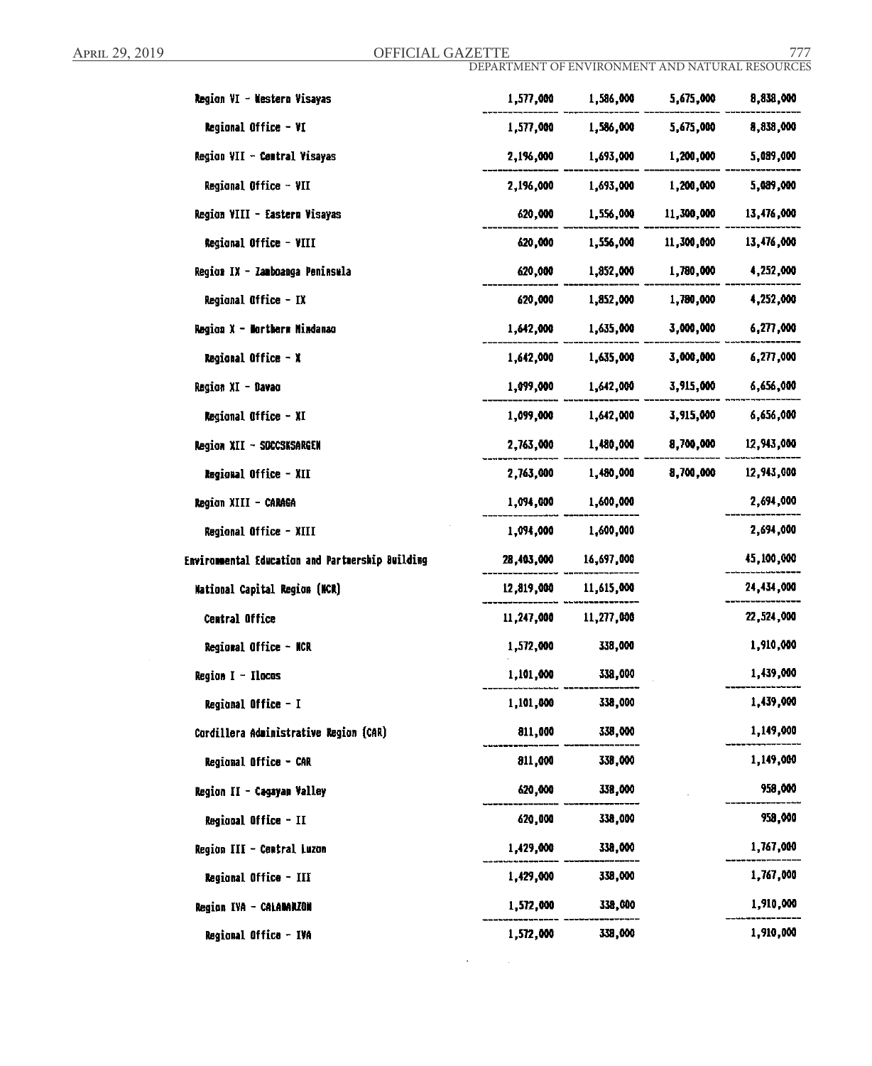| | | | | |
|---|---|---|---|---|
| Region VI - Western Visayas | 1,577,000 | 1,586,000 | 5,675,000 | 8,838,000 |
| Regional Office - VI | 1,577,000 | 1,586,000 | 5,675,000 | 8,838,000 |
| Region VII - Central Visayas | 2,196,000 | 1,693,000 | 1,200,000 | 5,089,000 |
| Regional Office - VII | 2,196,000 | 1,693,000 | 1,200,000 | 5,089,000 |
| Region VIII - Eastern Visayas | 620,000 | 1,556,000 | 11,300,000 | 13,476,000 |
| Regional Office - VIII | 620,000 | 1,556,000 | 11,300,000 | 13,476,000 |
| Region IX - Zamboanga Peninsula | 620,000 | 1,852,000 | 1,780,000 | 4,252,000 |
| Regional Office - IX | 620,000 | 1,852,000 | 1,780,000 | 4,252,000 |
| Region X - Northern Mindanao | 1,642,000 | 1,635,000 | 3,000,000 | 6,277,000 |
| Regional Office - X | 1,642,000 | 1,635,000 | 3,000,000 | 6,277,000 |
| Region XI - Davao | 1,099,000 | 1,642,000 | 3,915,000 | 6,656,000 |
| Regional Office - XI | 1,099,000 | 1,642,000 | 3,915,000 | 6,656,000 |
| Region XII - SOCCSKSARGEN | 2,763,000 | 1,480,000 | 8,700,000 | 12,943,000 |
| Regional Office - XII | 2,763,000 | 1,480,000 | 8,700,000 | 12,943,000 |
| Region XIII - CARAGA | 1,094,000 | 1,600,000 | | 2,694,000 |
| Regional Office - XIII | 1,094,000 | 1,600,000 | | 2,694,000 |
| Environmental Education and Partnership Building | 28,403,000 | 16,697,000 | | 45,100,000 |
| National Capital Region (NCR) | 12,819,000 | 11,615,000 | | 24,434,000 |
| Central Office | 11,247,000 | 11,277,000 | | 22,524,000 |
| Regional Office - NCR | 1,572,000 | 338,000 | | 1,910,000 |
| Region I - Ilocos | 1,101,000 | 338,000 | | 1,439,000 |
| Regional Office - I | 1,101,000 | 338,000 | | 1,439,000 |
| Cordillera Administrative Region (CAR) | 811,000 | 338,000 | | 1,149,000 |
| Regional Office - CAR | 811,000 | 338,000 | | 1,149,000 |
| Region II - Cagayan Valley | 620,000 | 338,000 | | 958,000 |
| Regional Office - II | 620,000 | 338,000 | | 958,000 |
| Region III - Central Luzon | 1,429,000 | 338,000 | | 1,767,000 |
| Regional Office - III | 1,429,000 | 338,000 | | 1,767,000 |
| Region IVA - CALABARZON | 1,572,000 | 338,000 | | 1,910,000 |
| Regional Office - IVA | 1,572,000 | 338,000 | | 1,910,000 |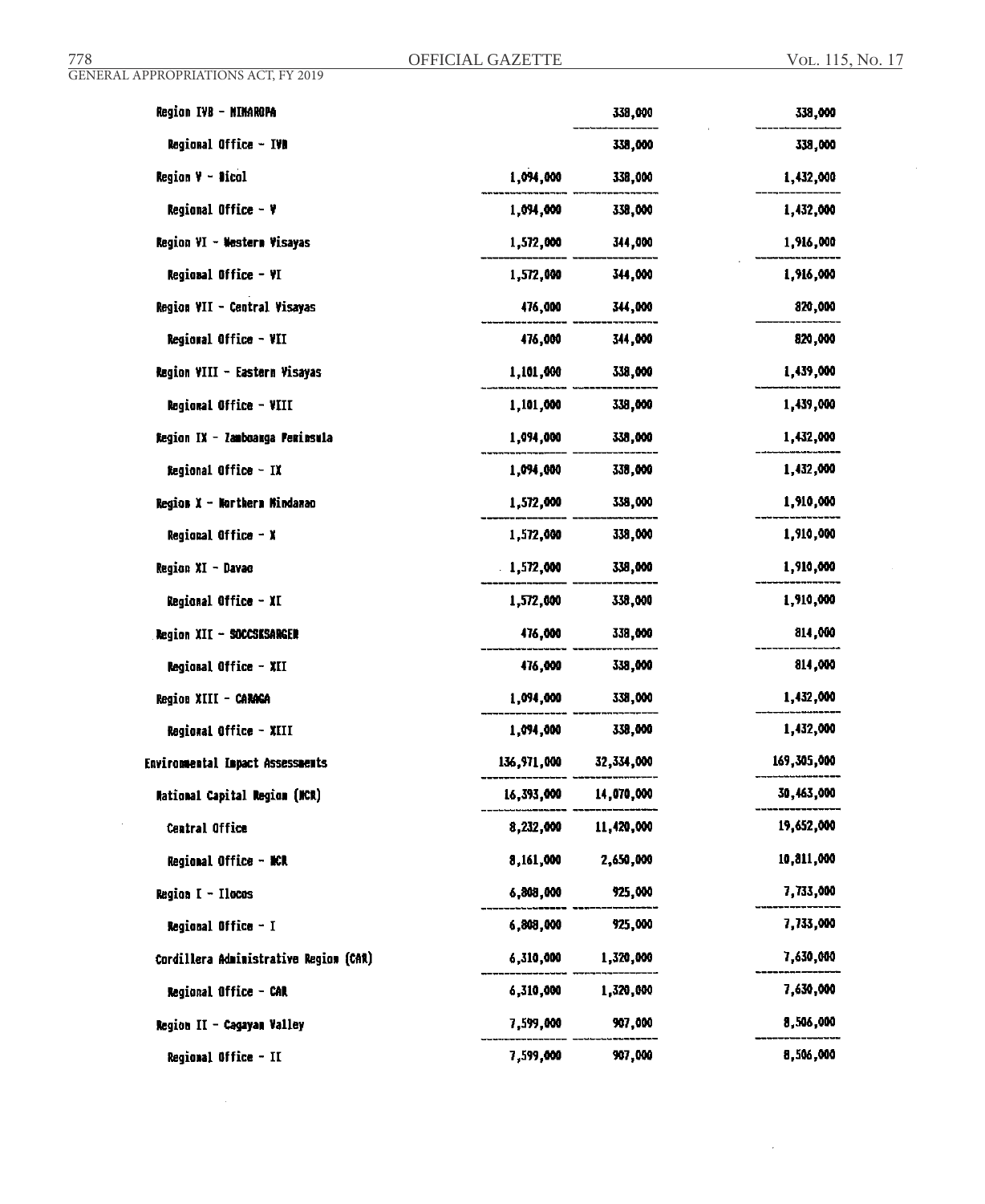| | | | |
|---|---|---|---|
| Region IVB - MIMAROPA | | 338,000 | 338,000 |
| Regional Office - IVB | | 338,000 | 338,000 |
| Region V - Bicol | 1,094,000 | 338,000 | 1,432,000 |
| Regional Office - V | 1,094,000 | 338,000 | 1,432,000 |
| Region VI - Western Visayas | 1,572,000 | 344,000 | 1,916,000 |
| Regional Office - VI | 1,572,000 | 344,000 | 1,916,000 |
| Region VII - Central Visayas | 476,000 | 344,000 | 820,000 |
| Regional Office - VII | 476,000 | 344,000 | 820,000 |
| Region VIII - Eastern Visayas | 1,101,000 | 338,000 | 1,439,000 |
| Regional Office - VIII | 1,101,000 | 338,000 | 1,439,000 |
| Region IX - Zamboanga Peninsula | 1,094,000 | 338,000 | 1,432,000 |
| Regional Office - IX | 1,094,000 | 338,000 | 1,432,000 |
| Region X - Northern Mindanao | 1,572,000 | 338,000 | 1,910,000 |
| Regional Office - X | 1,572,000 | 338,000 | 1,910,000 |
| Region XI - Davao | 1,572,000 | 338,000 | 1,910,000 |
| Regional Office - XI | 1,572,000 | 338,000 | 1,910,000 |
| Region XII - SOCCSKSARGEN | 476,000 | 338,000 | 814,000 |
| Regional Office - XII | 476,000 | 338,000 | 814,000 |
| Region XIII - CARAGA | 1,094,000 | 338,000 | 1,432,000 |
| Regional Office - XIII | 1,094,000 | 338,000 | 1,432,000 |
| Environmental Impact Assessments | 136,971,000 | 32,334,000 | 169,305,000 |
| National Capital Region (NCR) | 16,393,000 | 14,070,000 | 30,463,000 |
| Central Office | 8,232,000 | 11,420,000 | 19,652,000 |
| Regional Office - NCR | 8,161,000 | 2,650,000 | 10,811,000 |
| Region I - Ilocos | 6,808,000 | 925,000 | 7,733,000 |
| Regional Office - I | 6,808,000 | 925,000 | 7,733,000 |
| Cordillera Administrative Region (CAR) | 6,310,000 | 1,320,000 | 7,630,000 |
| Regional Office - CAR | 6,310,000 | 1,320,000 | 7,630,000 |
| Region II - Cagayan Valley | 7,599,000 | 907,000 | 8,506,000 |
| Regional Office - II | 7,599,000 | 907,000 | 8,506,000 |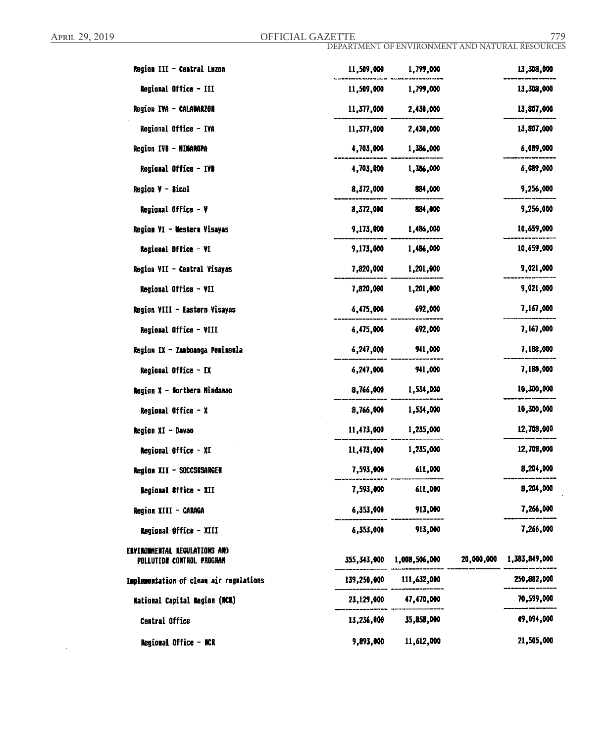| | | | | |
|---|---|---|---|---|
| Region III - Central Luzon | 11,509,000 | 1,799,000 | | 13,308,000 |
| Regional Office - III | 11,509,000 | 1,799,000 | | 13,308,000 |
| Region IVA - CALABARZON | 11,377,000 | 2,430,000 | | 13,807,000 |
| Regional Office - IVA | 11,377,000 | 2,430,000 | | 13,807,000 |
| Region IVB - MIMAROPA | 4,703,000 | 1,386,000 | | 6,089,000 |
| Regional Office - IVB | 4,703,000 | 1,386,000 | | 6,089,000 |
| Region V - Bicol | 8,372,000 | 884,000 | | 9,256,000 |
| Regional Office - V | 8,372,000 | 884,000 | | 9,256,000 |
| Region VI - Western Visayas | 9,173,000 | 1,486,000 | | 10,659,000 |
| Regional Office - VI | 9,173,000 | 1,486,000 | | 10,659,000 |
| Region VII - Central Visayas | 7,820,000 | 1,201,000 | | 9,021,000 |
| Regional Office - VII | 7,820,000 | 1,201,000 | | 9,021,000 |
| Region VIII - Eastern Visayas | 6,475,000 | 692,000 | | 7,167,000 |
| Regional Office - VIII | 6,475,000 | 692,000 | | 7,167,000 |
| Region IX - Zamboanga Peninsula | 6,247,000 | 941,000 | | 7,188,000 |
| Regional Office - IX | 6,247,000 | 941,000 | | 7,188,000 |
| Region X - Northern Mindanao | 8,766,000 | 1,534,000 | | 10,300,000 |
| Regional Office - X | 8,766,000 | 1,534,000 | | 10,300,000 |
| Region XI - Davao | 11,473,000 | 1,235,000 | | 12,708,000 |
| Regional Office - XI | 11,473,000 | 1,235,000 | | 12,708,000 |
| Region XII - SOCCSKSARGEN | 7,593,000 | 611,000 | | 8,204,000 |
| Regional Office - XII | 7,593,000 | 611,000 | | 8,204,000 |
| Region XIII - CARAGA | 6,353,000 | 913,000 | | 7,266,000 |
| Regional Office - XIII | 6,353,000 | 913,000 | | 7,266,000 |
| ENVIRONMENTAL REGULATIONS AND POLLUTION CONTROL PROGRAM | 355,343,000 | 1,008,506,000 | 20,000,000 | 1,383,849,000 |
| Implementation of clean air regulations | 139,250,000 | 111,632,000 | | 250,882,000 |
| National Capital Region (NCR) | 23,129,000 | 47,470,000 | | 70,599,000 |
| Central Office | 13,236,000 | 35,858,000 | | 49,094,000 |
| Regional Office - NCR | 9,893,000 | 11,612,000 | | 21,505,000 |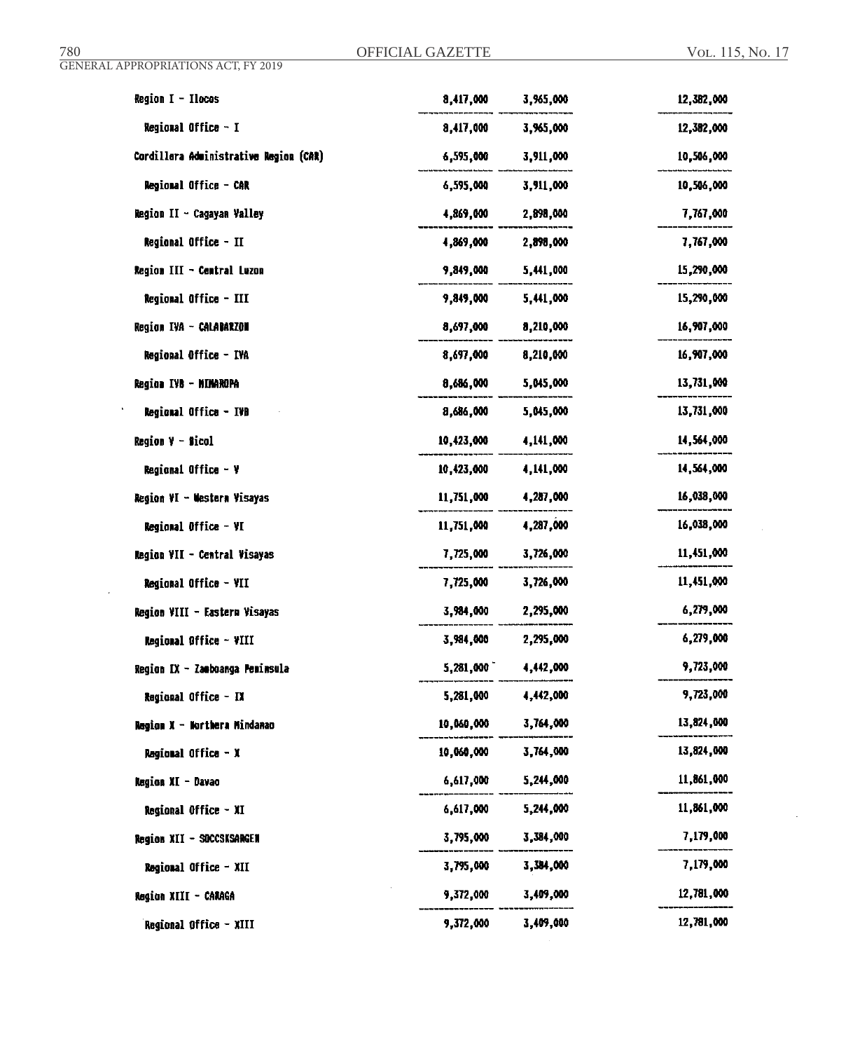| | | | |
|---|---|---|---|
| Region I - Ilocos | 8,417,000 | 3,965,000 | 12,382,000 |
| Regional Office - I | 8,417,000 | 3,965,000 | 12,382,000 |
| Cordillera Administrative Region (CAR) | 6,595,000 | 3,911,000 | 10,506,000 |
| Regional Office - CAR | 6,595,000 | 3,911,000 | 10,506,000 |
| Region II - Cagayan Valley | 4,869,000 | 2,898,000 | 7,767,000 |
| Regional Office - II | 4,869,000 | 2,898,000 | 7,767,000 |
| Region III - Central Luzon | 9,849,000 | 5,441,000 | 15,290,000 |
| Regional Office - III | 9,849,000 | 5,441,000 | 15,290,000 |
| Region IVA - CALABARZON | 8,697,000 | 8,210,000 | 16,907,000 |
| Regional Office - IVA | 8,697,000 | 8,210,000 | 16,907,000 |
| Region IVB - MIMAROPA | 8,686,000 | 5,045,000 | 13,731,000 |
| Regional Office - IVB | 8,686,000 | 5,045,000 | 13,731,000 |
| Region V - Bicol | 10,423,000 | 4,141,000 | 14,564,000 |
| Regional Office - V | 10,423,000 | 4,141,000 | 14,564,000 |
| Region VI - Western Visayas | 11,751,000 | 4,287,000 | 16,038,000 |
| Regional Office - VI | 11,751,000 | 4,287,000 | 16,038,000 |
| Region VII - Central Visayas | 7,725,000 | 3,726,000 | 11,451,000 |
| Regional Office - VII | 7,725,000 | 3,726,000 | 11,451,000 |
| Region VIII - Eastern Visayas | 3,984,000 | 2,295,000 | 6,279,000 |
| Regional Office - VIII | 3,984,000 | 2,295,000 | 6,279,000 |
| Region IX - Zamboanga Peninsula | 5,281,000 | 4,442,000 | 9,723,000 |
| Regional Office - IX | 5,281,000 | 4,442,000 | 9,723,000 |
| Region X - Northern Mindanao | 10,060,000 | 3,764,000 | 13,824,000 |
| Regional Office - X | 10,060,000 | 3,764,000 | 13,824,000 |
| Region XI - Davao | 6,617,000 | 5,244,000 | 11,861,000 |
| Regional Office - XI | 6,617,000 | 5,244,000 | 11,861,000 |
| Region XII - SOCCSKSARGEN | 3,795,000 | 3,384,000 | 7,179,000 |
| Regional Office - XII | 3,795,000 | 3,384,000 | 7,179,000 |
| Region XIII - CARAGA | 9,372,000 | 3,409,000 | 12,781,000 |
| Regional Office - XIII | 9,372,000 | 3,409,000 | 12,781,000 |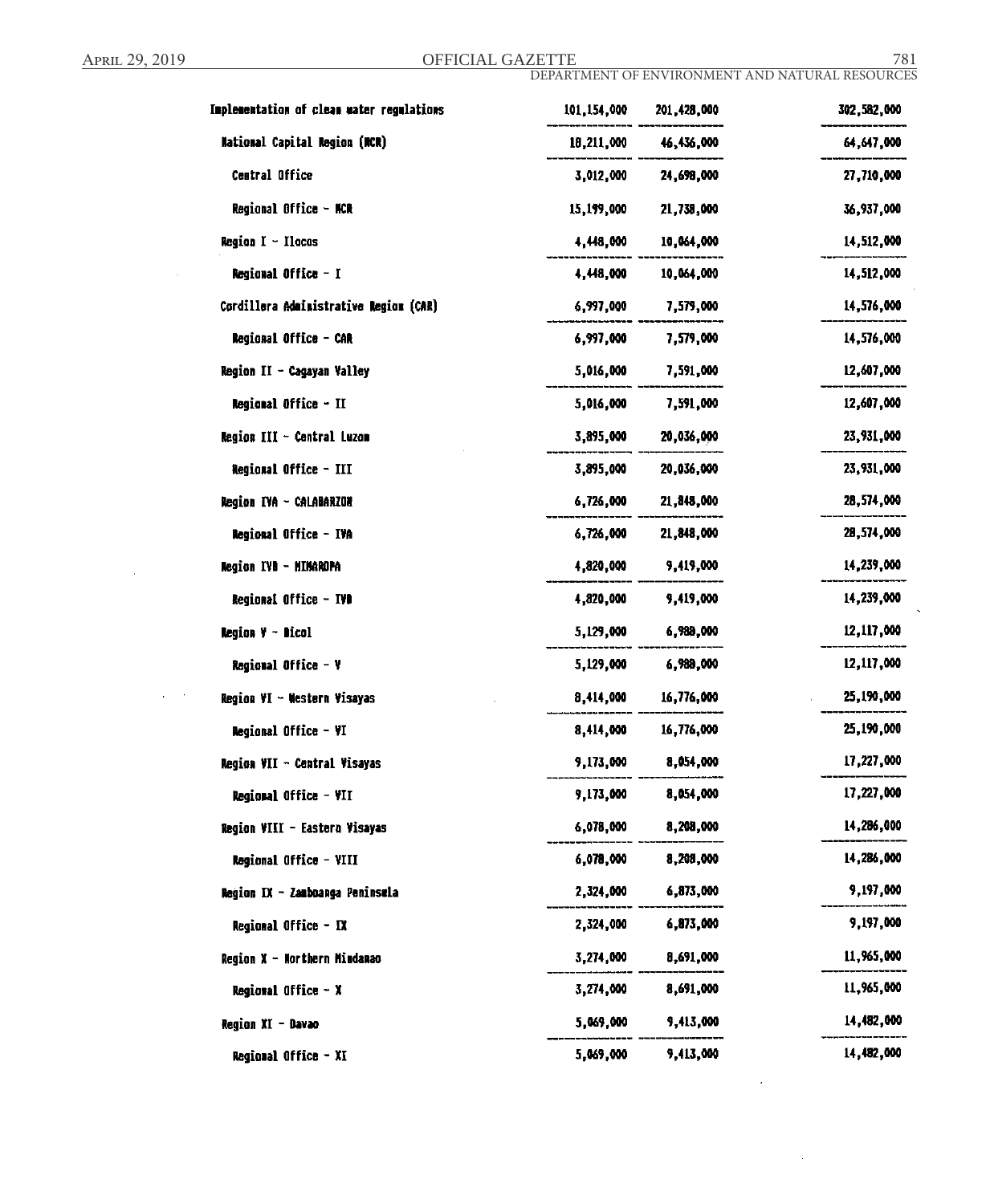| | | | |
|---|---|---|---|
| Implementation of clean water regulations | 101,154,000 | 201,428,000 | 302,582,000 |
| National Capital Region (NCR) | 18,211,000 | 46,436,000 | 64,647,000 |
| Central Office | 3,012,000 | 24,698,000 | 27,710,000 |
| Regional Office - NCR | 15,199,000 | 21,738,000 | 36,937,000 |
| Region I - Ilocos | 4,448,000 | 10,064,000 | 14,512,000 |
| Regional Office - I | 4,448,000 | 10,064,000 | 14,512,000 |
| Cordillera Administrative Region (CAR) | 6,997,000 | 7,579,000 | 14,576,000 |
| Regional Office - CAR | 6,997,000 | 7,579,000 | 14,576,000 |
| Region II - Cagayan Valley | 5,016,000 | 7,591,000 | 12,607,000 |
| Regional Office - II | 5,016,000 | 7,591,000 | 12,607,000 |
| Region III - Central Luzon | 3,895,000 | 20,036,000 | 23,931,000 |
| Regional Office - III | 3,895,000 | 20,036,000 | 23,931,000 |
| Region IVA - CALABARZON | 6,726,000 | 21,848,000 | 28,574,000 |
| Regional Office - IVA | 6,726,000 | 21,848,000 | 28,574,000 |
| Region IVB - MIMAROPA | 4,820,000 | 9,419,000 | 14,239,000 |
| Regional Office - IVB | 4,820,000 | 9,419,000 | 14,239,000 |
| Region V - Bicol | 5,129,000 | 6,988,000 | 12,117,000 |
| Regional Office - V | 5,129,000 | 6,988,000 | 12,117,000 |
| Region VI - Western Visayas | 8,414,000 | 16,776,000 | 25,190,000 |
| Regional Office - VI | 8,414,000 | 16,776,000 | 25,190,000 |
| Region VII - Central Visayas | 9,173,000 | 8,054,000 | 17,227,000 |
| Regional Office - VII | 9,173,000 | 8,054,000 | 17,227,000 |
| Region VIII - Eastern Visayas | 6,078,000 | 8,208,000 | 14,286,000 |
| Regional Office - VIII | 6,078,000 | 8,208,000 | 14,286,000 |
| Region IX - Zamboanga Peninsula | 2,324,000 | 6,873,000 | 9,197,000 |
| Regional Office - IX | 2,324,000 | 6,873,000 | 9,197,000 |
| Region X - Northern Mindanao | 3,274,000 | 8,691,000 | 11,965,000 |
| Regional Office - X | 3,274,000 | 8,691,000 | 11,965,000 |
| Region XI - Davao | 5,069,000 | 9,413,000 | 14,482,000 |
| Regional Office - XI | 5,069,000 | 9,413,000 | 14,482,000 |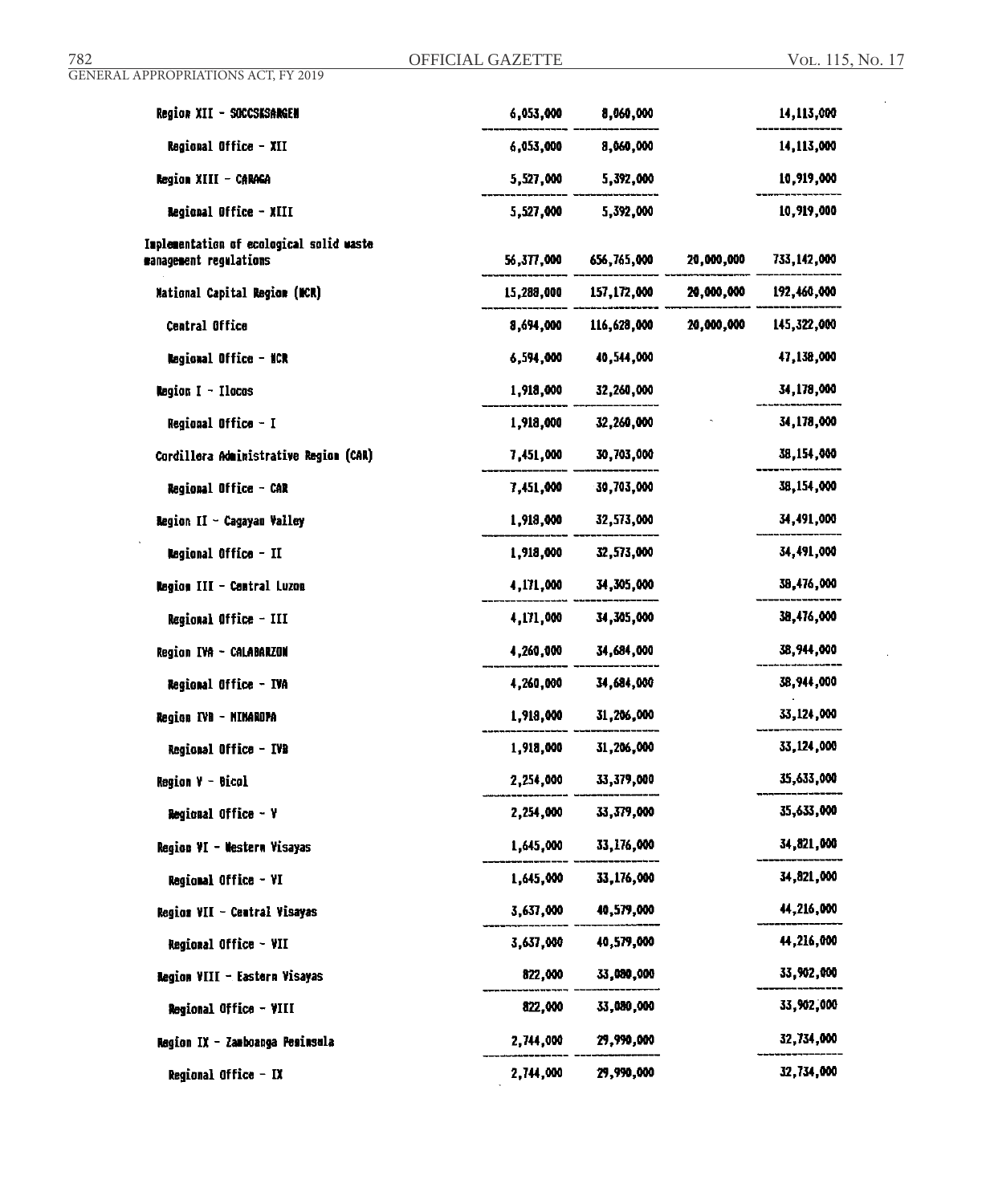| | | | | |
|---|---|---|---|---|
| Region XII - SOCCSKSARGEN | 6,053,000 | 8,060,000 | | 14,113,000 |
| Regional Office - XII | 6,053,000 | 8,060,000 | | 14,113,000 |
| Region XIII - CARAGA | 5,527,000 | 5,392,000 | | 10,919,000 |
| Regional Office - XIII | 5,527,000 | 5,392,000 | | 10,919,000 |
| Implementation of ecological solid waste management regulations | 56,377,000 | 656,765,000 | 20,000,000 | 733,142,000 |
| National Capital Region (NCR) | 15,288,000 | 157,172,000 | 20,000,000 | 192,460,000 |
| Central Office | 8,694,000 | 116,628,000 | 20,000,000 | 145,322,000 |
| Regional Office - NCR | 6,594,000 | 40,544,000 | | 47,138,000 |
| Region I - Ilocos | 1,918,000 | 32,260,000 | | 34,178,000 |
| Regional Office - I | 1,918,000 | 32,260,000 | | 34,178,000 |
| Cordillera Administrative Region (CAR) | 7,451,000 | 30,703,000 | | 38,154,000 |
| Regional Office - CAR | 7,451,000 | 30,703,000 | | 38,154,000 |
| Region II - Cagayan Valley | 1,918,000 | 32,573,000 | | 34,491,000 |
| Regional Office - II | 1,918,000 | 32,573,000 | | 34,491,000 |
| Region III - Central Luzon | 4,171,000 | 34,305,000 | | 38,476,000 |
| Regional Office - III | 4,171,000 | 34,305,000 | | 38,476,000 |
| Region IVA - CALABARZON | 4,260,000 | 34,684,000 | | 38,944,000 |
| Regional Office - IVA | 4,260,000 | 34,684,000 | | 38,944,000 |
| Region IVB - MIMAROPA | 1,918,000 | 31,206,000 | | 33,124,000 |
| Regional Office - IVB | 1,918,000 | 31,206,000 | | 33,124,000 |
| Region V - Bicol | 2,254,000 | 33,379,000 | | 35,633,000 |
| Regional Office - V | 2,254,000 | 33,379,000 | | 35,633,000 |
| Region VI - Western Visayas | 1,645,000 | 33,176,000 | | 34,821,000 |
| Regional Office - VI | 1,645,000 | 33,176,000 | | 34,821,000 |
| Region VII - Central Visayas | 3,637,000 | 40,579,000 | | 44,216,000 |
| Regional Office - VII | 3,637,000 | 40,579,000 | | 44,216,000 |
| Region VIII - Eastern Visayas | 822,000 | 33,080,000 | | 33,902,000 |
| Regional Office - VIII | 822,000 | 33,080,000 | | 33,902,000 |
| Region IX - Zamboanga Peninsula | 2,744,000 | 29,990,000 | | 32,734,000 |
| Regional Office - IX | 2,744,000 | 29,990,000 | | 32,734,000 |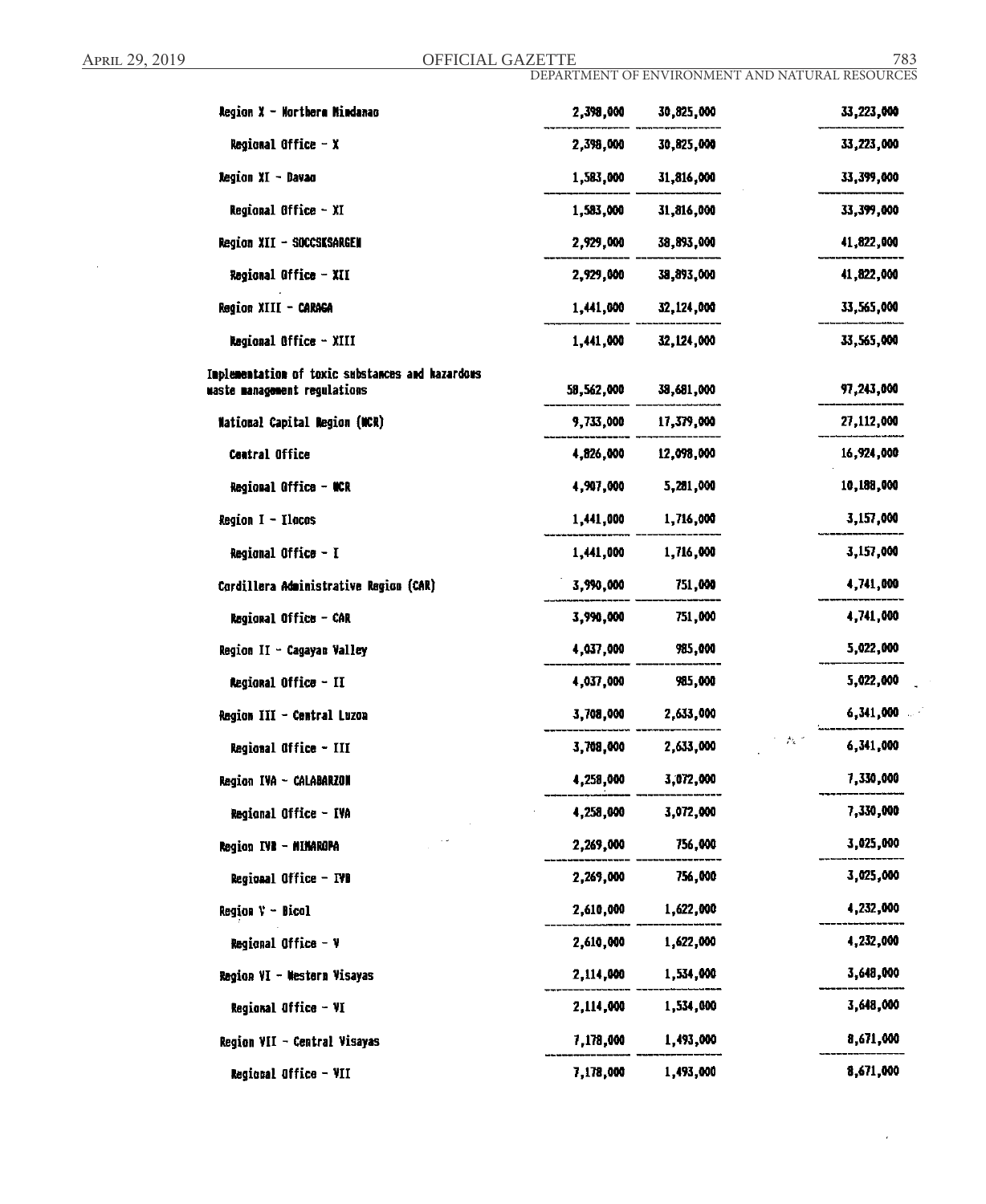| | | | |
|---|---|---|---|
| Region X - Northern Mindanao | 2,398,000 | 30,825,000 | 33,223,000 |
| Regional Office - X | 2,398,000 | 30,825,000 | 33,223,000 |
| Region XI - Davao | 1,583,000 | 31,816,000 | 33,399,000 |
| Regional Office - XI | 1,583,000 | 31,816,000 | 33,399,000 |
| Region XII - SOCCSKSARGEN | 2,929,000 | 38,893,000 | 41,822,000 |
| Regional Office - XII | 2,929,000 | 38,893,000 | 41,822,000 |
| Region XIII - CARAGA | 1,441,000 | 32,124,000 | 33,565,000 |
| Regional Office - XIII | 1,441,000 | 32,124,000 | 33,565,000 |
| Implementation of toxic substances and hazardous waste management regulations | 58,562,000 | 38,681,000 | 97,243,000 |
| National Capital Region (NCR) | 9,733,000 | 17,379,000 | 27,112,000 |
| Central Office | 4,826,000 | 12,098,000 | 16,924,000 |
| Regional Office - NCR | 4,907,000 | 5,281,000 | 10,188,000 |
| Region I - Ilocos | 1,441,000 | 1,716,000 | 3,157,000 |
| Regional Office - I | 1,441,000 | 1,716,000 | 3,157,000 |
| Cordillera Administrative Region (CAR) | 3,990,000 | 751,000 | 4,741,000 |
| Regional Office - CAR | 3,990,000 | 751,000 | 4,741,000 |
| Region II - Cagayan Valley | 4,037,000 | 985,000 | 5,022,000 |
| Regional Office - II | 4,037,000 | 985,000 | 5,022,000 |
| Region III - Central Luzon | 3,708,000 | 2,633,000 | 6,341,000 |
| Regional Office - III | 3,708,000 | 2,633,000 | 6,341,000 |
| Region IVA - CALABARZON | 4,258,000 | 3,072,000 | 7,330,000 |
| Regional Office - IVA | 4,258,000 | 3,072,000 | 7,330,000 |
| Region IVB - MIMAROPA | 2,269,000 | 756,000 | 3,025,000 |
| Regional Office - IVB | 2,269,000 | 756,000 | 3,025,000 |
| Region V - Bicol | 2,610,000 | 1,622,000 | 4,232,000 |
| Regional Office - V | 2,610,000 | 1,622,000 | 4,232,000 |
| Region VI - Western Visayas | 2,114,000 | 1,534,000 | 3,648,000 |
| Regional Office - VI | 2,114,000 | 1,534,000 | 3,648,000 |
| Region VII - Central Visayas | 7,178,000 | 1,493,000 | 8,671,000 |
| Regional Office - VII | 7,178,000 | 1,493,000 | 8,671,000 |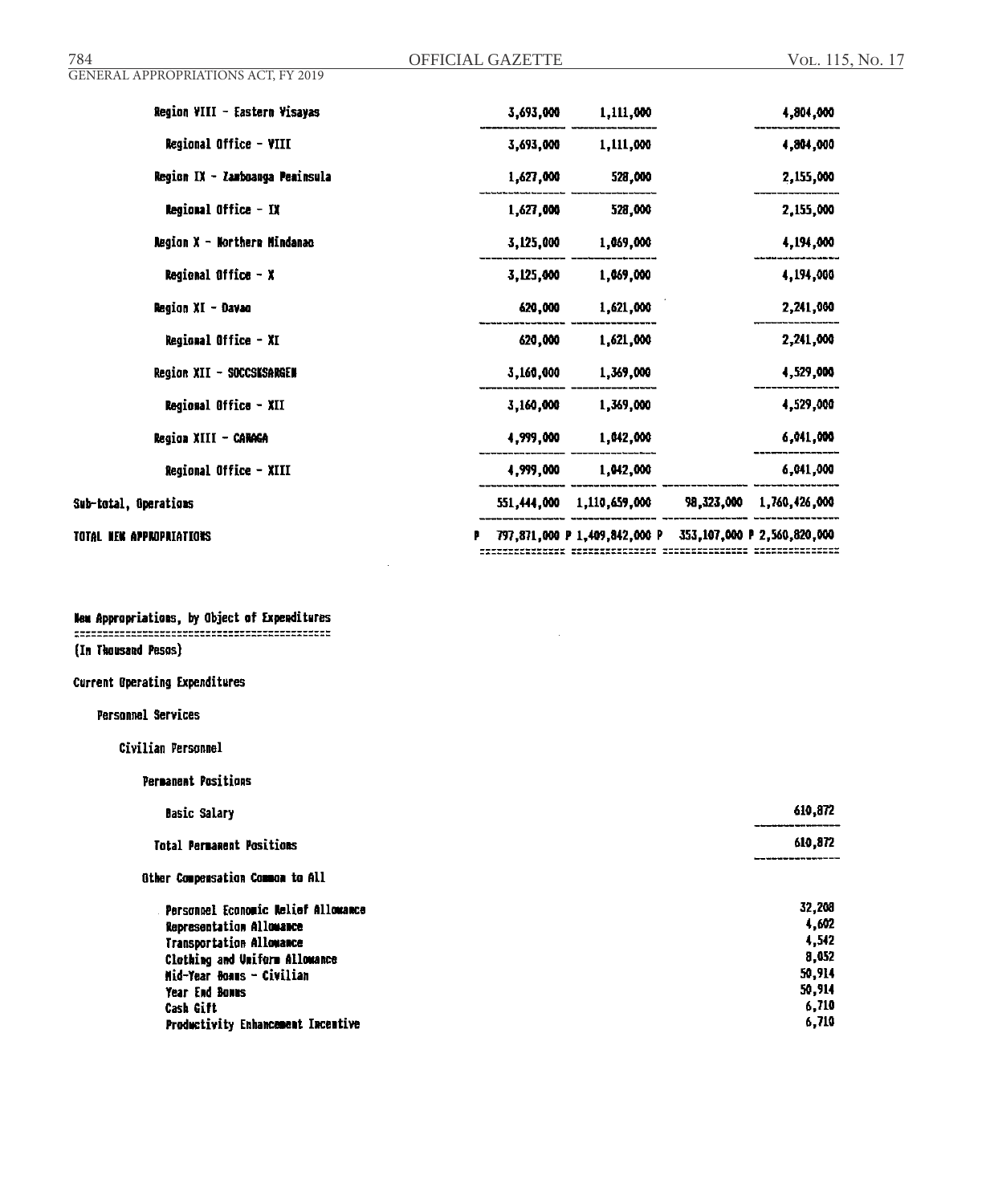| | | | | |
|---|---|---|---|---|
| Region VIII - Eastern Visayas | 3,693,000 | 1,111,000 | | 4,804,000 |
| Regional Office - VIII | 3,693,000 | 1,111,000 | | 4,804,000 |
| Region IX - Zamboanga Peninsula | 1,627,000 | 528,000 | | 2,155,000 |
| Regional Office - IX | 1,627,000 | 528,000 | | 2,155,000 |
| Region X - Northern Mindanao | 3,125,000 | 1,069,000 | | 4,194,000 |
| Regional Office - X | 3,125,000 | 1,069,000 | | 4,194,000 |
| Region XI - Davao | 620,000 | 1,621,000 | | 2,241,000 |
| Regional Office - XI | 620,000 | 1,621,000 | | 2,241,000 |
| Region XII - SOCCSKSARGEN | 3,160,000 | 1,369,000 | | 4,529,000 |
| Regional Office - XII | 3,160,000 | 1,369,000 | | 4,529,000 |
| Region XIII - CARAGA | 4,999,000 | 1,042,000 | | 6,041,000 |
| Regional Office - XIII | 4,999,000 | 1,042,000 | | 6,041,000 |
| Sub-total, Operations | 551,444,000 | 1,110,659,000 | 98,323,000 | 1,760,426,000 |
| TOTAL NEW APPROPRIATIONS | P 797,871,000 | P 1,409,842,000 | P 353,107,000 | P 2,560,820,000 |

New Appropriations, by Object of Expenditures

(In Thousand Pesos)

Current Operating Expenditures

Personnel Services

Civilian Personnel

Permanent Positions

| | |
|---|---|
| Basic Salary | 610,872 |
| Total Permanent Positions | 610,872 |

Other Compensation Common to All

| | |
|---|---|
| Personnel Economic Relief Allowance | 32,208 |
| Representation Allowance | 4,602 |
| Transportation Allowance | 4,542 |
| Clothing and Uniform Allowance | 8,052 |
| Mid-Year Bonus - Civilian | 50,914 |
| Year End Bonus | 50,914 |
| Cash Gift | 6,710 |
| Productivity Enhancement Incentive | 6,710 |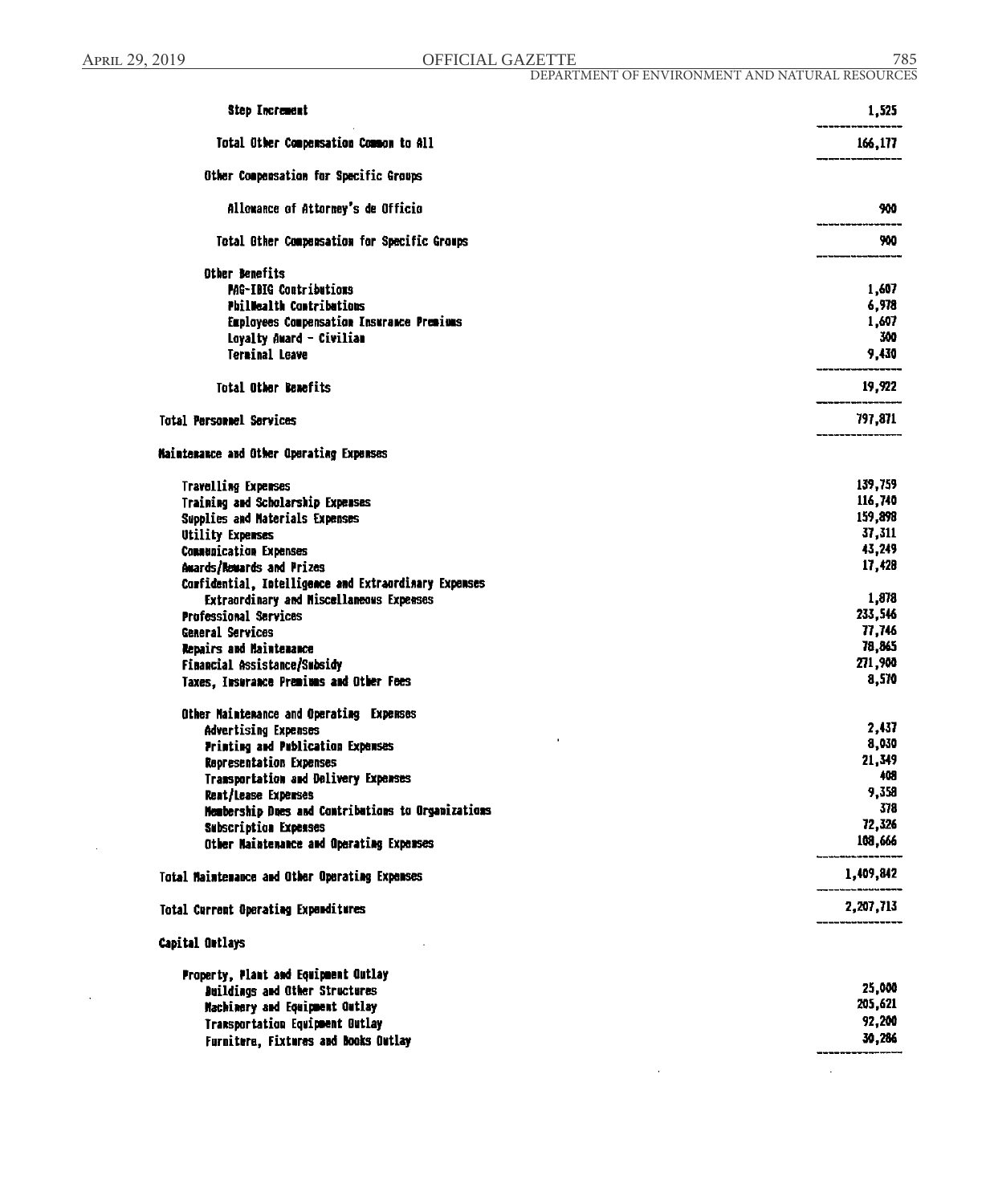| | |
|---|---|
| Step Increment | 1,525 |
| Total Other Compensation Common to All | 166,177 |
| Other Compensation for Specific Groups | |
| Allowance of Attorney's de Officio | 900 |
| Total Other Compensation for Specific Groups | 900 |
| Other Benefits | |
| PAG-IBIG Contributions | 1,607 |
| PhilHealth Contributions | 6,978 |
| Employees Compensation Insurance Premiums | 1,607 |
| Loyalty Award - Civilian | 300 |
| Terminal Leave | 9,430 |
| Total Other Benefits | 19,922 |
| Total Personnel Services | 797,871 |
| Maintenance and Other Operating Expenses | |
| Travelling Expenses | 139,759 |
| Training and Scholarship Expenses | 116,740 |
| Supplies and Materials Expenses | 159,898 |
| Utility Expenses | 37,311 |
| Communication Expenses | 43,249 |
| Awards/Rewards and Prizes | 17,428 |
| Confidential, Intelligence and Extraordinary Expenses | |
| Extraordinary and Miscellaneous Expenses | 1,878 |
| Professional Services | 233,546 |
| General Services | 77,746 |
| Repairs and Maintenance | 78,865 |
| Financial Assistance/Subsidy | 271,900 |
| Taxes, Insurance Premiums and Other Fees | 8,570 |
| Other Maintenance and Operating Expenses | |
| Advertising Expenses | 2,437 |
| Printing and Publication Expenses | 8,030 |
| Representation Expenses | 21,349 |
| Transportation and Delivery Expenses | 408 |
| Rent/Lease Expenses | 9,358 |
| Membership Dues and Contributions to Organizations | 378 |
| Subscription Expenses | 72,326 |
| Other Maintenance and Operating Expenses | 108,666 |
| Total Maintenance and Other Operating Expenses | 1,409,842 |
| Total Current Operating Expenditures | 2,207,713 |
| Capital Outlays | |
| Property, Plant and Equipment Outlay | |
| Buildings and Other Structures | 25,000 |
| Machinery and Equipment Outlay | 205,621 |
| Transportation Equipment Outlay | 92,200 |
| Furniture, Fixtures and Books Outlay | 30,286 |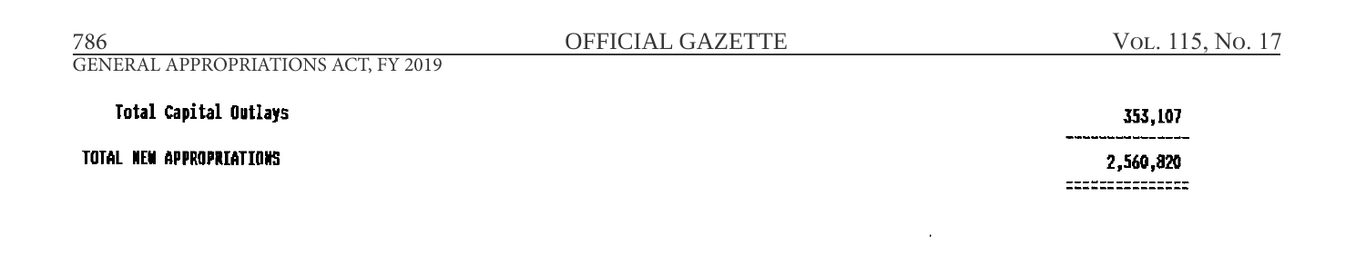| | |
|---|---|
| Total Capital Outlays | 353,107 |
| TOTAL NEW APPROPRIATIONS | 2,560,820 |